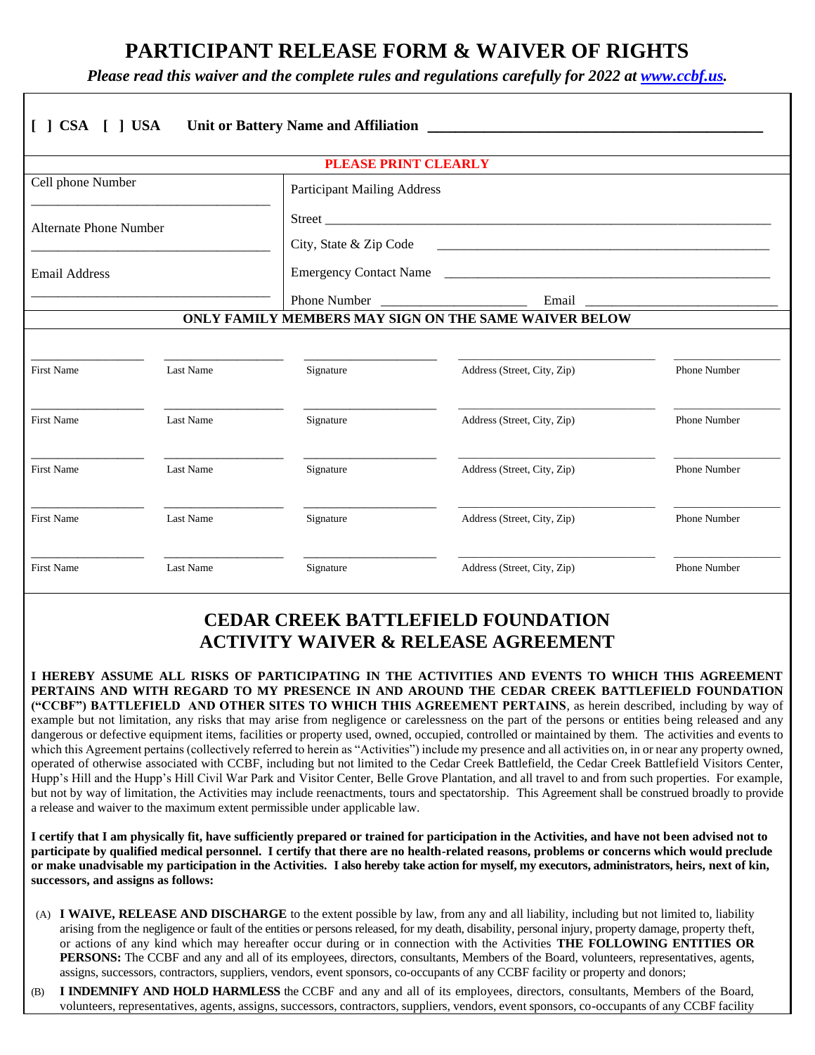# PARTICIPANT RELEASE FORM & WAIVER OF RIGHTS

***Please read this waiver and the complete rules and regulations carefully for 2022 at [www.ccbf.us](http://www.ccbf.us).***

**[ ] CSA [ ] USA Unit or Battery Name and Affiliation** ______________________________________________

**PLEASE PRINT CLEARLY**

| | |
|---|---|
| Cell phone Number ________________________________ | Participant Mailing Address |
| Alternate Phone Number ________________________________ | Street ________________________________________________ |
| | City, State & Zip Code ________________________________________________ |
| Email Address ________________________________ | Emergency Contact Name ________________________________________________ |
| | Phone Number ____________________ Email ____________________________ |

**ONLY FAMILY MEMBERS MAY SIGN ON THE SAME WAIVER BELOW**

| First Name | Last Name | Signature | Address (Street, City, Zip) | Phone Number |
|---|---|---|---|---|
| | | | | |
| | | | | |
| | | | | |
| | | | | |
| | | | | |

## CEDAR CREEK BATTLEFIELD FOUNDATION
## ACTIVITY WAIVER & RELEASE AGREEMENT

**I HEREBY ASSUME ALL RISKS OF PARTICIPATING IN THE ACTIVITIES AND EVENTS TO WHICH THIS AGREEMENT PERTAINS AND WITH REGARD TO MY PRESENCE IN AND AROUND THE CEDAR CREEK BATTLEFIELD FOUNDATION ("CCBF") BATTLEFIELD AND OTHER SITES TO WHICH THIS AGREEMENT PERTAINS**, as herein described, including by way of example but not limitation, any risks that may arise from negligence or carelessness on the part of the persons or entities being released and any dangerous or defective equipment items, facilities or property used, owned, occupied, controlled or maintained by them. The activities and events to which this Agreement pertains (collectively referred to herein as "Activities") include my presence and all activities on, in or near any property owned, operated of otherwise associated with CCBF, including but not limited to the Cedar Creek Battlefield, the Cedar Creek Battlefield Visitors Center, Hupp's Hill and the Hupp's Hill Civil War Park and Visitor Center, Belle Grove Plantation, and all travel to and from such properties. For example, but not by way of limitation, the Activities may include reenactments, tours and spectatorship. This Agreement shall be construed broadly to provide a release and waiver to the maximum extent permissible under applicable law.

**I certify that I am physically fit, have sufficiently prepared or trained for participation in the Activities, and have not been advised not to participate by qualified medical personnel. I certify that there are no health-related reasons, problems or concerns which would preclude or make unadvisable my participation in the Activities. I also hereby take action for myself, my executors, administrators, heirs, next of kin, successors, and assigns as follows:**

(A) **I WAIVE, RELEASE AND DISCHARGE** to the extent possible by law, from any and all liability, including but not limited to, liability arising from the negligence or fault of the entities or persons released, for my death, disability, personal injury, property damage, property theft, or actions of any kind which may hereafter occur during or in connection with the Activities **THE FOLLOWING ENTITIES OR PERSONS:** The CCBF and any and all of its employees, directors, consultants, Members of the Board, volunteers, representatives, agents, assigns, successors, contractors, suppliers, vendors, event sponsors, co-occupants of any CCBF facility or property and donors;

(B) **I INDEMNIFY AND HOLD HARMLESS** the CCBF and any and all of its employees, directors, consultants, Members of the Board, volunteers, representatives, agents, assigns, successors, contractors, suppliers, vendors, event sponsors, co-occupants of any CCBF facility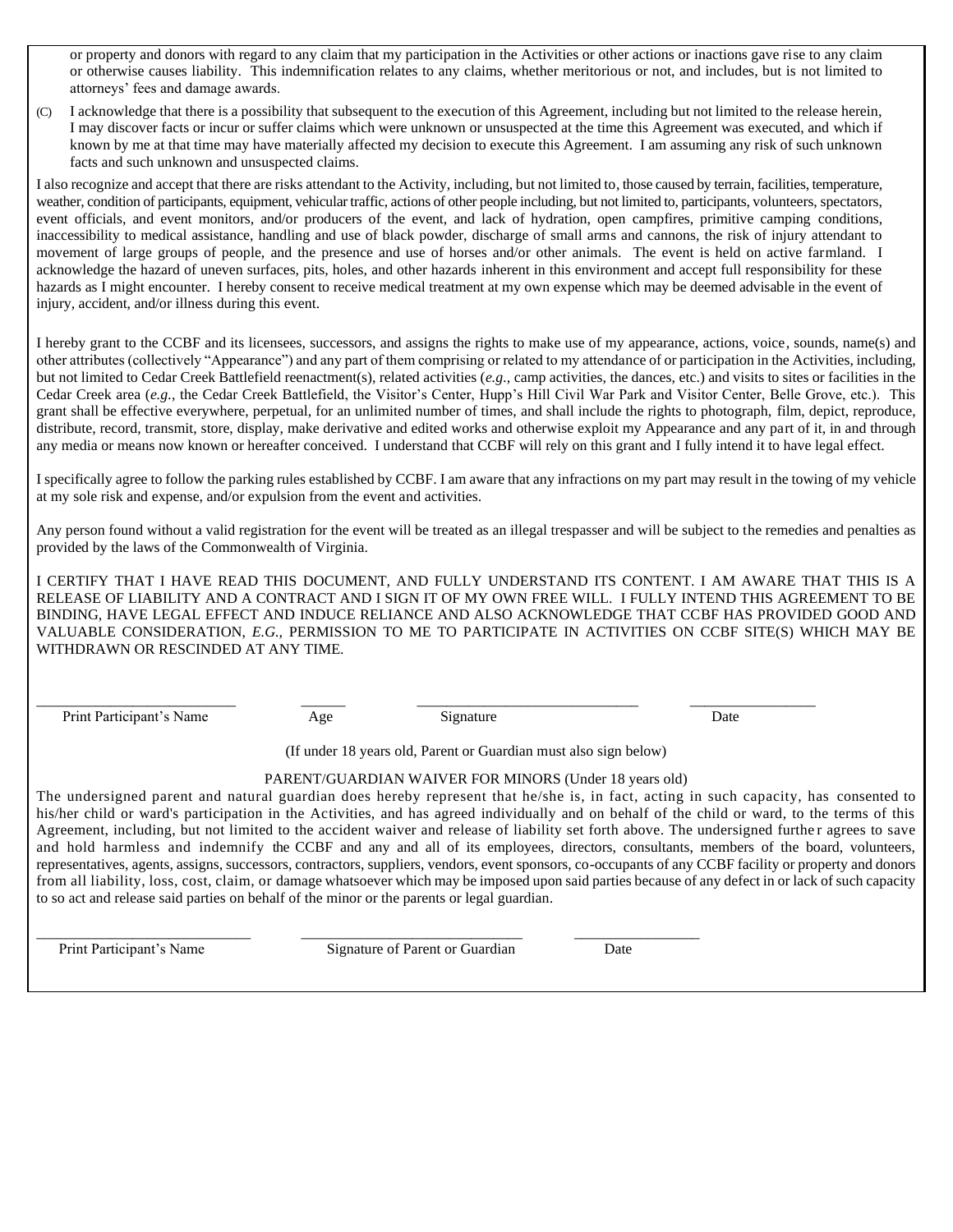or property and donors with regard to any claim that my participation in the Activities or other actions or inactions gave rise to any claim or otherwise causes liability. This indemnification relates to any claims, whether meritorious or not, and includes, but is not limited to attorneys' fees and damage awards.

(C) I acknowledge that there is a possibility that subsequent to the execution of this Agreement, including but not limited to the release herein, I may discover facts or incur or suffer claims which were unknown or unsuspected at the time this Agreement was executed, and which if known by me at that time may have materially affected my decision to execute this Agreement. I am assuming any risk of such unknown facts and such unknown and unsuspected claims.

I also recognize and accept that there are risks attendant to the Activity, including, but not limited to, those caused by terrain, facilities, temperature, weather, condition of participants, equipment, vehicular traffic, actions of other people including, but not limited to, participants, volunteers, spectators, event officials, and event monitors, and/or producers of the event, and lack of hydration, open campfires, primitive camping conditions, inaccessibility to medical assistance, handling and use of black powder, discharge of small arms and cannons, the risk of injury attendant to movement of large groups of people, and the presence and use of horses and/or other animals. The event is held on active farmland. I acknowledge the hazard of uneven surfaces, pits, holes, and other hazards inherent in this environment and accept full responsibility for these hazards as I might encounter. I hereby consent to receive medical treatment at my own expense which may be deemed advisable in the event of injury, accident, and/or illness during this event.

I hereby grant to the CCBF and its licensees, successors, and assigns the rights to make use of my appearance, actions, voice, sounds, name(s) and other attributes (collectively "Appearance") and any part of them comprising or related to my attendance of or participation in the Activities, including, but not limited to Cedar Creek Battlefield reenactment(s), related activities (*e.g.*, camp activities, the dances, etc.) and visits to sites or facilities in the Cedar Creek area (*e.g.*, the Cedar Creek Battlefield, the Visitor's Center, Hupp's Hill Civil War Park and Visitor Center, Belle Grove, etc.). This grant shall be effective everywhere, perpetual, for an unlimited number of times, and shall include the rights to photograph, film, depict, reproduce, distribute, record, transmit, store, display, make derivative and edited works and otherwise exploit my Appearance and any part of it, in and through any media or means now known or hereafter conceived. I understand that CCBF will rely on this grant and I fully intend it to have legal effect.

I specifically agree to follow the parking rules established by CCBF. I am aware that any infractions on my part may result in the towing of my vehicle at my sole risk and expense, and/or expulsion from the event and activities.

Any person found without a valid registration for the event will be treated as an illegal trespasser and will be subject to the remedies and penalties as provided by the laws of the Commonwealth of Virginia.

I CERTIFY THAT I HAVE READ THIS DOCUMENT, AND FULLY UNDERSTAND ITS CONTENT. I AM AWARE THAT THIS IS A RELEASE OF LIABILITY AND A CONTRACT AND I SIGN IT OF MY OWN FREE WILL. I FULLY INTEND THIS AGREEMENT TO BE BINDING, HAVE LEGAL EFFECT AND INDUCE RELIANCE AND ALSO ACKNOWLEDGE THAT CCBF HAS PROVIDED GOOD AND VALUABLE CONSIDERATION, *E.G.,* PERMISSION TO ME TO PARTICIPATE IN ACTIVITIES ON CCBF SITE(S) WHICH MAY BE WITHDRAWN OR RESCINDED AT ANY TIME.

\_\_\_\_\_\_\_\_\_\_\_\_\_\_\_\_\_\_\_\_\_\_\_\_\_\_ \_\_\_\_\_\_ \_\_\_\_\_\_\_\_\_\_\_\_\_\_\_\_\_\_\_\_\_\_\_\_\_\_\_\_\_\_ \_\_\_\_\_\_\_\_\_\_\_\_\_\_\_\_\_

Print Participant's Name | Age | Signature | Date

(If under 18 years old, Parent or Guardian must also sign below)

PARENT/GUARDIAN WAIVER FOR MINORS (Under 18 years old)

The undersigned parent and natural guardian does hereby represent that he/she is, in fact, acting in such capacity, has consented to his/her child or ward's participation in the Activities, and has agreed individually and on behalf of the child or ward, to the terms of this Agreement, including, but not limited to the accident waiver and release of liability set forth above. The undersigned further agrees to save and hold harmless and indemnify the CCBF and any and all of its employees, directors, consultants, members of the board, volunteers, representatives, agents, assigns, successors, contractors, suppliers, vendors, event sponsors, co-occupants of any CCBF facility or property and donors from all liability, loss, cost, claim, or damage whatsoever which may be imposed upon said parties because of any defect in or lack of such capacity to so act and release said parties on behalf of the minor or the parents or legal guardian.

\_\_\_\_\_\_\_\_\_\_\_\_\_\_\_\_\_\_\_\_\_\_\_\_\_\_\_\_\_\_ \_\_\_\_\_\_\_\_\_\_\_\_\_\_\_\_\_\_\_\_\_\_\_\_\_\_\_\_\_\_ \_\_\_\_\_\_\_\_\_\_\_\_\_\_\_\_\_

Print Participant's Name | Signature of Parent or Guardian | Date